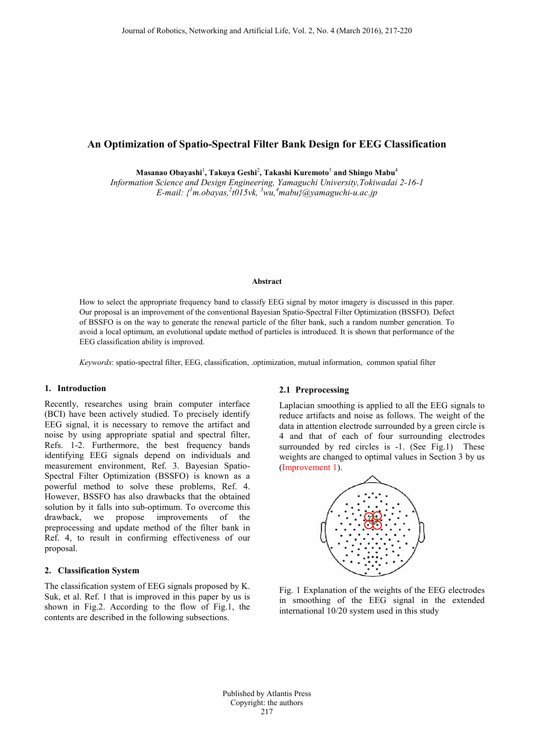# An Optimization of Spatio-Spectral Filter Bank Design for EEG Classification

**Masanao Obayashi[1], Takuya Geshi[2], Takashi Kuremoto[3] and Shingo Mabu[4]**

*Information Science and Design Engineering, Yamaguchi University,Tokiwadai 2-16-1*
*E-mail: {[1]m.obayas,[2]t015vk, [3]wu,[4]mabu}@yamaguchi-u.ac.jp*

**Abstract**

How to select the appropriate frequency band to classify EEG signal by motor imagery is discussed in this paper. Our proposal is an improvement of the conventional Bayesian Spatio-Spectral Filter Optimization (BSSFO). Defect of BSSFO is on the way to generate the renewal particle of the filter bank, such a random number generation. To avoid a local optimum, an evolutional update method of particles is introduced. It is shown that performance of the EEG classification ability is improved.

*Keywords*: spatio-spectral filter, EEG, classification, .optimization, mutual information, common spatial filter

## 1. Introduction

Recently, researches using brain computer interface (BCI) have been actively studied. To precisely identify EEG signal, it is necessary to remove the artifact and noise by using appropriate spatial and spectral filter, Refs. 1-2. Furthermore, the best frequency bands identifying EEG signals depend on individuals and measurement environment, Ref. 3. Bayesian Spatio-Spectral Filter Optimization (BSSFO) is known as a powerful method to solve these problems, Ref. 4. However, BSSFO has also drawbacks that the obtained solution by it falls into sub-optimum. To overcome this drawback, we propose improvements of the preprocessing and update method of the filter bank in Ref. 4, to result in confirming effectiveness of our proposal.

## 2. Classification System

The classification system of EEG signals proposed by K. Suk, et al. Ref. 1 that is improved in this paper by us is shown in Fig.2. According to the flow of Fig.1, the contents are described in the following subsections.

### 2.1 Preprocessing

Laplacian smoothing is applied to all the EEG signals to reduce artifacts and noise as follows. The weight of the data in attention electrode surrounded by a green circle is 4 and that of each of four surrounding electrodes surrounded by red circles is -1. (See Fig.1) These weights are changed to optimal values in Section 3 by us (Improvement 1).

Fig. 1 Explanation of the weights of the EEG electrodes in smoothing of the EEG signal in the extended international 10/20 system used in this study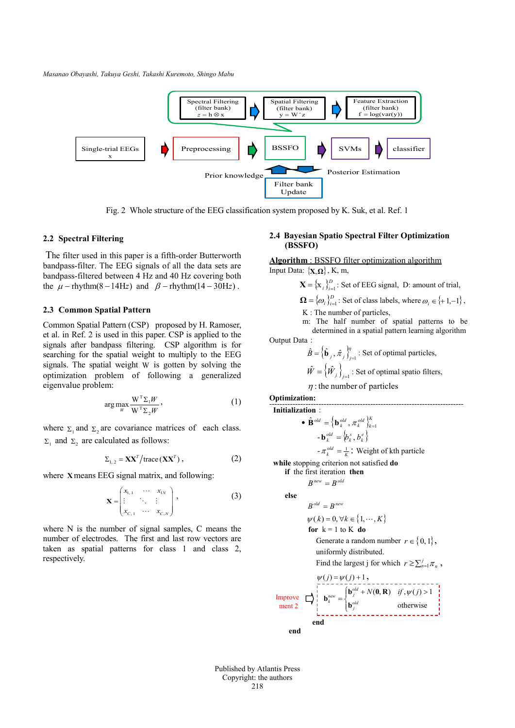Fig. 2 Whole structure of the EEG classification system proposed by K. Suk, et al. Ref. 1

### 2.2 Spectral Filtering

The filter used in this paper is a fifth-order Butterworth bandpass-filter. The EEG signals of all the data sets are bandpass-filtered between 4 Hz and 40 Hz covering both the $\mu-\text{rhythm}(8-14\text{Hz})$ and $\beta-\text{rhythm}(14-30\text{Hz})$.

### 2.3 Common Spatial Pattern

Common Spatial Pattern (CSP) proposed by H. Ramoser, et al. in Ref. 2 is used in this paper. CSP is applied to the signals after bandpass filtering. CSP algorithm is for searching for the spatial weight to multiply to the EEG signals. The spatial weight $W$ is gotten by solving the optimization problem of following a generalized eigenvalue problem:

$$\arg\max_{W} \frac{W^T \Sigma_1 W}{W^T \Sigma_2 W}, \tag{1}$$

where $\Sigma_1$ and $\Sigma_2$ are covariance matrices of each class. $\Sigma_1$ and $\Sigma_2$ are calculated as follows:

$$\Sigma_{1,2} = \mathbf{X}\mathbf{X}^T / \text{trace}(\mathbf{X}\mathbf{X}^T), \tag{2}$$

where $\mathbf{X}$ means EEG signal matrix, and following:

$$\mathbf{X} = \begin{pmatrix} x_{1,1} & \cdots & x_{1N} \\ \vdots & \ddots & \vdots \\ x_{C,1} & \cdots & x_{C,N} \end{pmatrix}, \tag{3}$$

where N is the number of signal samples, C means the number of electrodes. The first and last row vectors are taken as spatial patterns for class 1 and class 2, respectively.

### 2.4 Bayesian Spatio Spectral Filter Optimization (BSSFO)

<u>**Algorithm** : BSSFO filter optimization algorithm</u>

Input Data: $\{\mathbf{X}, \mathbf{\Omega}\}$, K, m,

$\mathbf{X} = \{x_i\}_{i=1}^{D}$ : Set of EEG signal, D: amount of trial,

$\mathbf{\Omega} = \{\omega_i\}_{i=1}^{D}$ : Set of class labels, where $\omega_i \in \{+1, -1\}$,

K : The number of particles,

m: The half number of spatial patterns to be determined in a spatial pattern learning algorithm

Output Data :

$\hat{B} = \{\hat{\mathbf{b}}_j, \hat{\pi}_j\}_{j=1}^{\eta}$ : Set of optimal particles,

$\hat{W} = \{\hat{W}_j\}_{j=1}^{\eta}$ : Set of optimal spatio filters,

$\eta$ : the number of particles

**Optimization:**

---

**Initialization** :

- $\mathbf{B}^{old} = \{\mathbf{b}_k^{old}, \pi_k^{old}\}_{k=1}^{K}$
  - $\mathbf{b}_k^{old} = \{b_k^s, b_k^e\}$
  - $\pi_k^{old} = \frac{1}{K}$ : Weight of kth particle

**while** stopping criterion not satisfied **do**

  **if** the first iteration **then**

   $B^{new} = B^{old}$

  **else**

   $B^{old} = B^{new}$

   $\psi(k) = 0, \forall k \in \{1, \cdots, K\}$

   **for** k = 1 to K **do**

    Generate a random number $r \in \{0, 1\}$, uniformly distributed.

    Find the largest j for which $r \geq \sum_{n=1}^{j} \pi_n$,

    $\psi(j) = \psi(j) + 1$,

Improvement 2 ⇨ $\mathbf{b}_k^{new} = \begin{cases} \mathbf{b}_j^{old} + N(\mathbf{0}, \mathbf{R}) & if, \psi(j) > 1 \\ \mathbf{b}_j^{old} & \text{otherwise} \end{cases}$

   **end**

  **end**

Published by Atlantis Press
Copyright: the authors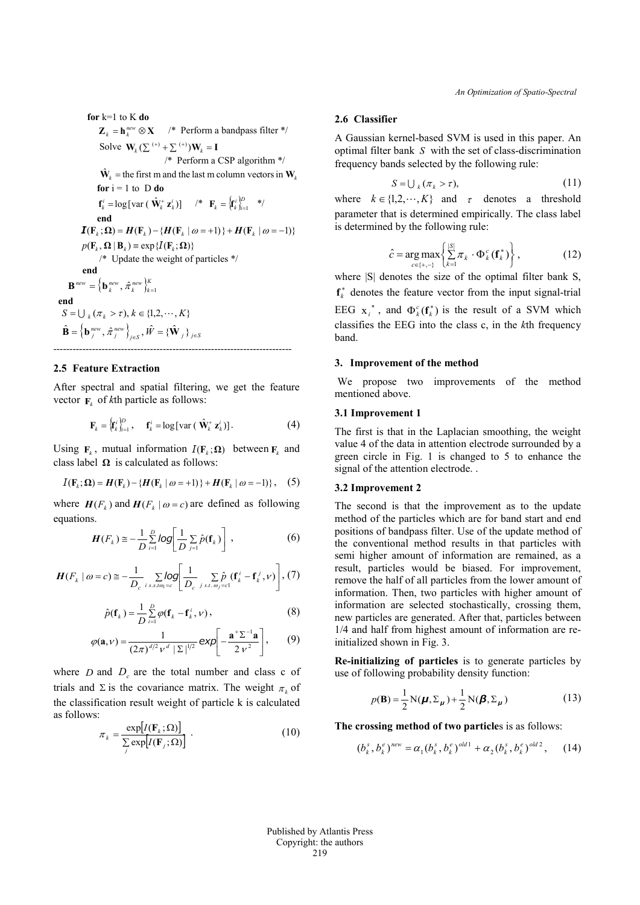```
for k=1 to K do
    Z_k = h_k^new ⊗ X      /* Perform a bandpass filter */
    Solve W_k (Σ^(+) + Σ^(+)) W_k = I
                          /* Perform a CSP algorithm */
    Ŵ_k = the first m and the last m column vectors in W_k
    for i = 1 to D do
        f_k^i = log[var(Ŵ_k^+ z_k^i)]     /* F_k = {f_k^i}_{i=1}^D */
    end
    I(F_k; Ω) = H(F_k) − {H(F_k | ω = +1)} + H(F_k | ω = −1)}
    p(F_k, Ω | B_k) ≡ exp{I(F_k; Ω)}
        /* Update the weight of particles */
    end
    B^new = {b_k^new, π̂_k^new}_{k=1}^K
end
S = ∪_k (π_k > τ), k ∈ {1,2,⋯,K}
B̂ = {b_j^new, π̂_j^new}_{j∈S}, Ŵ = {Ŵ_j}_{j∈S}
```

---

### 2.5 Feature Extraction

After spectral and spatial filtering, we get the feature vector $\mathbf{F}_k$ of $k$th particle as follows:

$$\mathbf{F}_k = \left\{\mathbf{f}_k^i\right\}_{i=1}^D, \quad \mathbf{f}_k^i = \log[\text{var}(\hat{\mathbf{W}}_k^+ \mathbf{z}_k^i)]. \tag{4}$$

Using $\mathbf{F}_k$, mutual information $I(\mathbf{F}_k;\mathbf{\Omega})$ between $\mathbf{F}_k$ and class label $\mathbf{\Omega}$ is calculated as follows:

$$I(\mathbf{F}_k;\mathbf{\Omega}) = \boldsymbol{H}(\mathbf{F}_k) - \{\boldsymbol{H}(\mathbf{F}_k \mid \omega = +1)\} + \boldsymbol{H}(\mathbf{F}_k \mid \omega = -1)\}, \tag{5}$$

where $\boldsymbol{H}(F_k)$ and $\boldsymbol{H}(F_k \mid \omega = c)$ are defined as following equations.

$$\boldsymbol{H}(F_k) \cong -\frac{1}{D}\sum_{i=1}^{D} log\left[\frac{1}{D}\sum_{j=1}\hat{p}(\mathbf{f}_k)\right], \tag{6}$$

$$\boldsymbol{H}(F_k \mid \omega = c) \cong -\frac{1}{D_c}\sum_{i\ s.t.\omega_i=c} log\left[\frac{1}{D_c}\sum_{j\ s.t.\ \omega_j=c1}\hat{p}\,(\mathbf{f}_k^i - \mathbf{f}_k^j,\nu)\right], \tag{7}$$

$$\hat{p}(\mathbf{f}_k) = \frac{1}{D}\sum_{i=1}^{D}\varphi(\mathbf{f}_k - \mathbf{f}_k^i,\nu), \tag{8}$$

$$\varphi(\mathbf{a},\nu) = \frac{1}{(2\pi)^{d/2}\nu^d\,|\Sigma|^{1/2}} exp\left[-\frac{\mathbf{a}^+\Sigma^{-1}\mathbf{a}}{2\nu^2}\right], \tag{9}$$

where $D$ and $D_c$ are the total number and class c of trials and $\Sigma$ is the covariance matrix. The weight $\pi_k$ of the classification result weight of particle k is calculated as follows:

$$\pi_k = \frac{\exp[I(\mathbf{F}_k;\Omega)]}{\sum_j \exp[I(\mathbf{F}_j;\Omega)]}. \tag{10}$$

### 2.6 Classifier

A Gaussian kernel-based SVM is used in this paper. An optimal filter bank $S$ with the set of class-discrimination frequency bands selected by the following rule:

$$S = \bigcup_k (\pi_k > \tau), \tag{11}$$

where $k \in \{1,2,\cdots,K\}$ and $\tau$ denotes a threshold parameter that is determined empirically. The class label is determined by the following rule:

$$\hat{c} = \underset{c\in\{+,-\}}{\arg\max}\left\{\sum_{k=1}^{|S|}\pi_k \cdot \Phi_k^c(\mathbf{f}_k^*)\right\}, \tag{12}$$

where |S| denotes the size of the optimal filter bank S, $\mathbf{f}_k^*$ denotes the feature vector from the input signal-trial EEG $x_i^*$, and $\Phi_k^c(\mathbf{f}_k^*)$ is the result of a SVM which classifies the EEG into the class c, in the $k$th frequency band.

## 3. Improvement of the method

We propose two improvements of the method mentioned above.

### 3.1 Improvement 1

The first is that in the Laplacian smoothing, the weight value 4 of the data in attention electrode surrounded by a green circle in Fig. 1 is changed to 5 to enhance the signal of the attention electrode. .

### 3.2 Improvement 2

The second is that the improvement as to the update method of the particles which are for band start and end positions of bandpass filter. Use of the update method of the conventional method results in that particles with semi higher amount of information are remained, as a result, particles would be biased. For improvement, remove the half of all particles from the lower amount of information. Then, two particles with higher amount of information are selected stochastically, crossing them, new particles are generated. After that, particles between 1/4 and half from highest amount of information are re-initialized shown in Fig. 3.

**Re-initializing of particles** is to generate particles by use of following probability density function:

$$p(\mathbf{B}) = \frac{1}{2}\mathrm{N}(\boldsymbol{\mu},\Sigma_{\boldsymbol{\mu}}) + \frac{1}{2}\mathrm{N}(\boldsymbol{\beta},\Sigma_{\boldsymbol{\mu}}) \tag{13}$$

**The crossing method of two particles** is as follows:

$$(b_k^s, b_k^e)^{new} = \alpha_1(b_k^s, b_k^e)^{old1} + \alpha_2(b_k^s, b_k^e)^{old2}, \tag{14}$$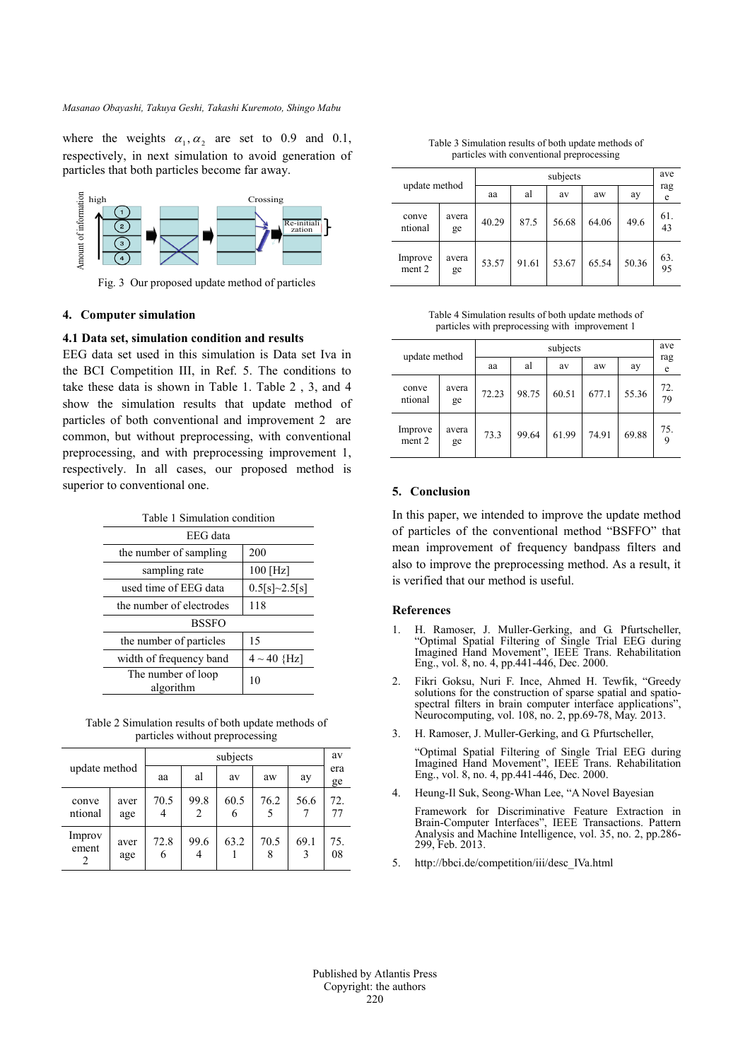where the weights $\alpha_1, \alpha_2$ are set to 0.9 and 0.1, respectively, in next simulation to avoid generation of particles that both particles become far away.

Amount of information

high

1

2

3

4

Crossing

Re-initialization

Fig. 3 Our proposed update method of particles

## 4. Computer simulation

### 4.1 Data set, simulation condition and results

EEG data set used in this simulation is Data set Iva in the BCI Competition III, in Ref. 5. The conditions to take these data is shown in Table 1. Table 2 , 3, and 4 show the simulation results that update method of particles of both conventional and improvement 2 are common, but without preprocessing, with conventional preprocessing, and with preprocessing improvement 1, respectively. In all cases, our proposed method is superior to conventional one.

Table 1 Simulation condition

| | |
|---|---|
| EEG data | |
| the number of sampling | 200 |
| sampling rate | 100 [Hz] |
| used time of EEG data | 0.5[s]~2.5[s] |
| the number of electrodes | 118 |
| BSSFO | |
| the number of particles | 15 |
| width of frequency band | 4 ~ 40 {Hz] |
| The number of loop algorithm | 10 |

Table 2 Simulation results of both update methods of particles without preprocessing

| update method | | subjects | | | | | average |
|---|---|---|---|---|---|---|---|
| | | aa | al | av | aw | ay | |
| conventional | average | 70.54 | 99.82 | 60.56 | 76.25 | 56.67 | 72.77 |
| Improvement 2 | average | 72.86 | 99.64 | 63.21 | 70.58 | 69.13 | 75.08 |

Table 3 Simulation results of both update methods of particles with conventional preprocessing

| update method | | subjects | | | | | average |
|---|---|---|---|---|---|---|---|
| | | aa | al | av | aw | ay | |
| conventional | average | 40.29 | 87.5 | 56.68 | 64.06 | 49.6 | 61.43 |
| Improvement 2 | average | 53.57 | 91.61 | 53.67 | 65.54 | 50.36 | 63.95 |

Table 4 Simulation results of both update methods of particles with preprocessing with improvement 1

| update method | | subjects | | | | | average |
|---|---|---|---|---|---|---|---|
| | | aa | al | av | aw | ay | |
| conventional | average | 72.23 | 98.75 | 60.51 | 677.1 | 55.36 | 72.79 |
| Improvement 2 | average | 73.3 | 99.64 | 61.99 | 74.91 | 69.88 | 75.9 |

## 5. Conclusion

In this paper, we intended to improve the update method of particles of the conventional method "BSFFO" that mean improvement of frequency bandpass filters and also to improve the preprocessing method. As a result, it is verified that our method is useful.

## References

1. H. Ramoser, J. Muller-Gerking, and G. Pfurtscheller, "Optimal Spatial Filtering of Single Trial EEG during Imagined Hand Movement", IEEE Trans. Rehabilitation Eng., vol. 8, no. 4, pp.441-446, Dec. 2000.
2. Fikri Goksu, Nuri F. Ince, Ahmed H. Tewfik, "Greedy solutions for the construction of sparse spatial and spatio-spectral filters in brain computer interface applications", Neurocomputing, vol. 108, no. 2, pp.69-78, May. 2013.
3. H. Ramoser, J. Muller-Gerking, and G. Pfurtscheller, "Optimal Spatial Filtering of Single Trial EEG during Imagined Hand Movement", IEEE Trans. Rehabilitation Eng., vol. 8, no. 4, pp.441-446, Dec. 2000.
4. Heung-Il Suk, Seong-Whan Lee, "A Novel Bayesian Framework for Discriminative Feature Extraction in Brain-Computer Interfaces", IEEE Transactions. Pattern Analysis and Machine Intelligence, vol. 35, no. 2, pp.286-299, Feb. 2013.
5. http://bbci.de/competition/iii/desc_IVa.html